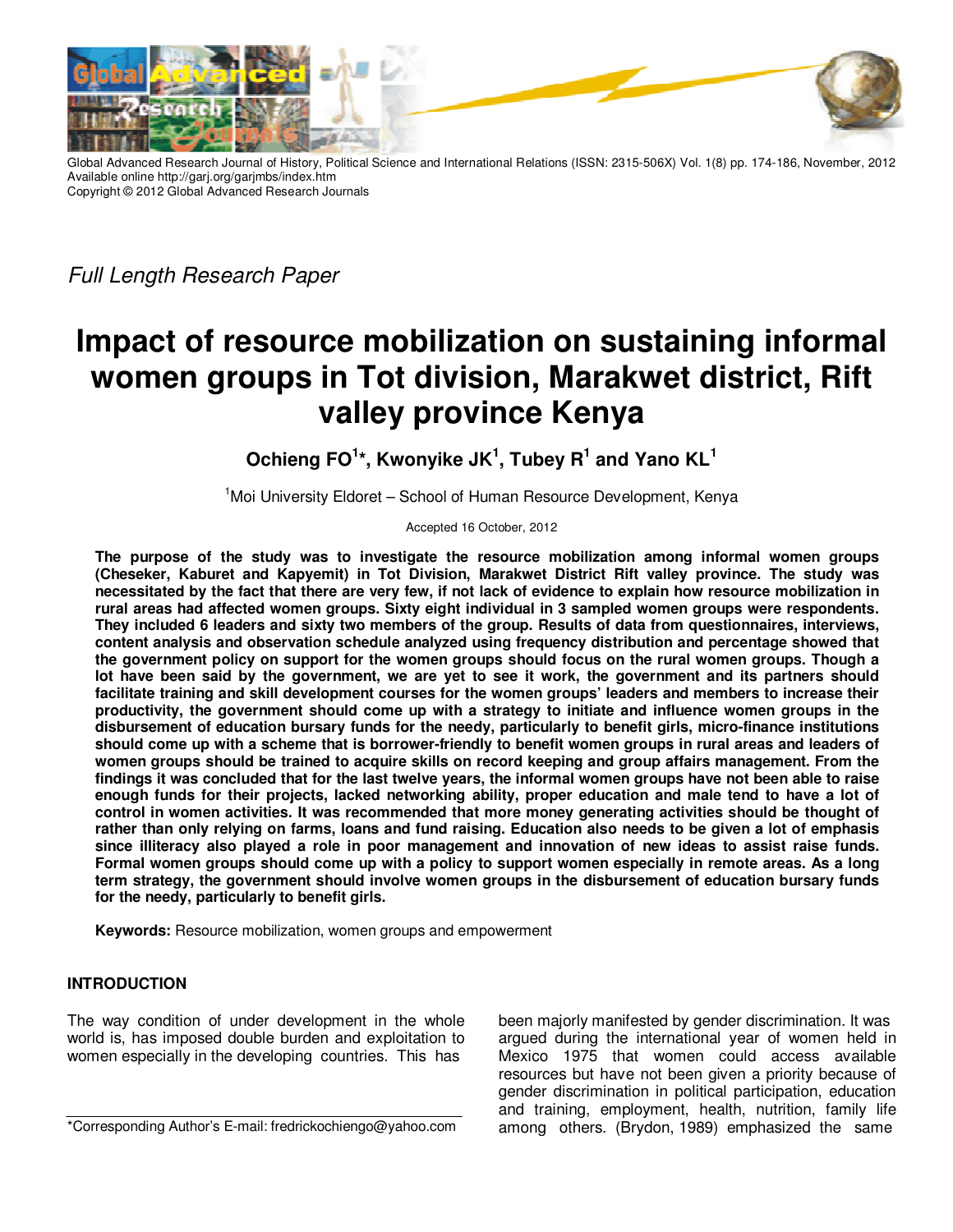Global Advanced Research Journal of History, Political Science and International Relations (ISSN: 2315-506X) Vol. 1(8) pp. 174-186, November, 2012
Available online http://garj.org/garjmbs/index.htm
Copyright © 2012 Global Advanced Research Journals

*Full Length Research Paper*

# Impact of resource mobilization on sustaining informal women groups in Tot division, Marakwet district, Rift valley province Kenya

**Ochieng FO[1]*, Kwonyike JK[1], Tubey R[1] and Yano KL[1]**

[1]Moi University Eldoret – School of Human Resource Development, Kenya

Accepted 16 October, 2012

**The purpose of the study was to investigate the resource mobilization among informal women groups (Cheseker, Kaburet and Kapyemit) in Tot Division, Marakwet District Rift valley province. The study was necessitated by the fact that there are very few, if not lack of evidence to explain how resource mobilization in rural areas had affected women groups. Sixty eight individual in 3 sampled women groups were respondents. They included 6 leaders and sixty two members of the group. Results of data from questionnaires, interviews, content analysis and observation schedule analyzed using frequency distribution and percentage showed that the government policy on support for the women groups should focus on the rural women groups. Though a lot have been said by the government, we are yet to see it work, the government and its partners should facilitate training and skill development courses for the women groups' leaders and members to increase their productivity, the government should come up with a strategy to initiate and influence women groups in the disbursement of education bursary funds for the needy, particularly to benefit girls, micro-finance institutions should come up with a scheme that is borrower-friendly to benefit women groups in rural areas and leaders of women groups should be trained to acquire skills on record keeping and group affairs management. From the findings it was concluded that for the last twelve years, the informal women groups have not been able to raise enough funds for their projects, lacked networking ability, proper education and male tend to have a lot of control in women activities. It was recommended that more money generating activities should be thought of rather than only relying on farms, loans and fund raising. Education also needs to be given a lot of emphasis since illiteracy also played a role in poor management and innovation of new ideas to assist raise funds. Formal women groups should come up with a policy to support women especially in remote areas. As a long term strategy, the government should involve women groups in the disbursement of education bursary funds for the needy, particularly to benefit girls.**

**Keywords:** Resource mobilization, women groups and empowerment

## INTRODUCTION

The way condition of under development in the whole world is, has imposed double burden and exploitation to women especially in the developing countries. This has been majorly manifested by gender discrimination. It was argued during the international year of women held in Mexico 1975 that women could access available resources but have not been given a priority because of gender discrimination in political participation, education and training, employment, health, nutrition, family life among others. (Brydon, 1989) emphasized the same

*Corresponding Author's E-mail: fredrickochiengo@yahoo.com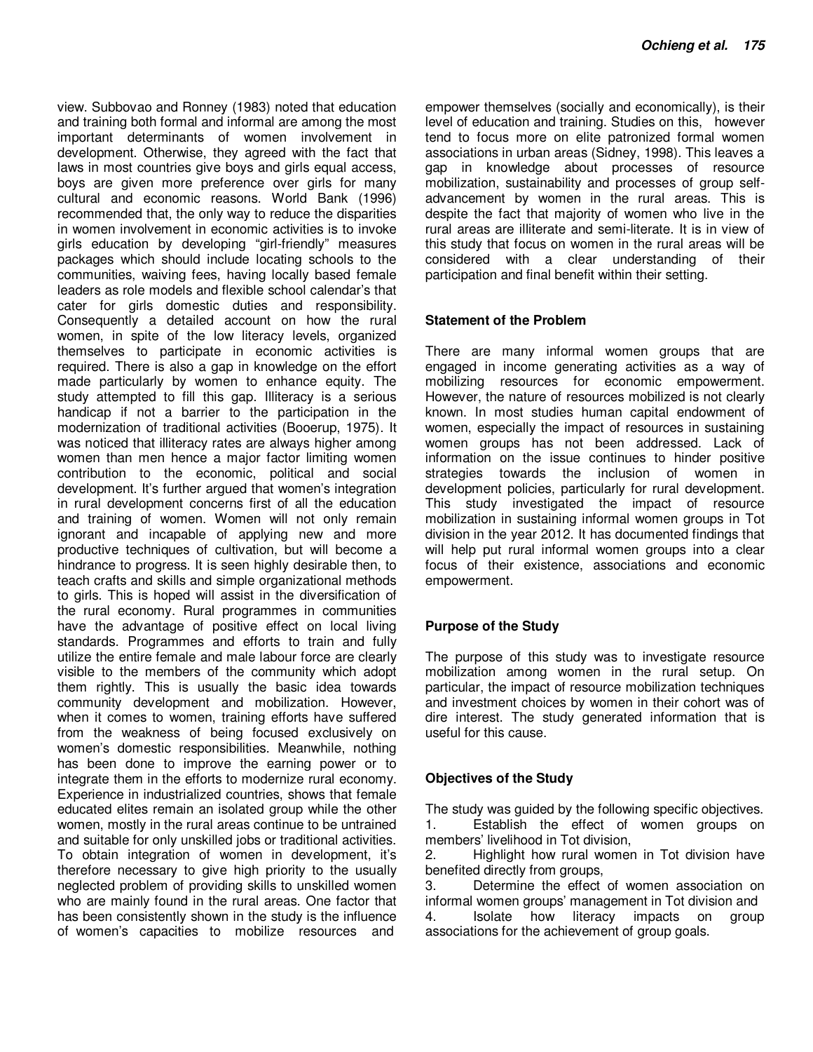view. Subbovao and Ronney (1983) noted that education and training both formal and informal are among the most important determinants of women involvement in development. Otherwise, they agreed with the fact that laws in most countries give boys and girls equal access, boys are given more preference over girls for many cultural and economic reasons. World Bank (1996) recommended that, the only way to reduce the disparities in women involvement in economic activities is to invoke girls education by developing "girl-friendly" measures packages which should include locating schools to the communities, waiving fees, having locally based female leaders as role models and flexible school calendar's that cater for girls domestic duties and responsibility. Consequently a detailed account on how the rural women, in spite of the low literacy levels, organized themselves to participate in economic activities is required. There is also a gap in knowledge on the effort made particularly by women to enhance equity. The study attempted to fill this gap. Illiteracy is a serious handicap if not a barrier to the participation in the modernization of traditional activities (Booerup, 1975). It was noticed that illiteracy rates are always higher among women than men hence a major factor limiting women contribution to the economic, political and social development. It's further argued that women's integration in rural development concerns first of all the education and training of women. Women will not only remain ignorant and incapable of applying new and more productive techniques of cultivation, but will become a hindrance to progress. It is seen highly desirable then, to teach crafts and skills and simple organizational methods to girls. This is hoped will assist in the diversification of the rural economy. Rural programmes in communities have the advantage of positive effect on local living standards. Programmes and efforts to train and fully utilize the entire female and male labour force are clearly visible to the members of the community which adopt them rightly. This is usually the basic idea towards community development and mobilization. However, when it comes to women, training efforts have suffered from the weakness of being focused exclusively on women's domestic responsibilities. Meanwhile, nothing has been done to improve the earning power or to integrate them in the efforts to modernize rural economy. Experience in industrialized countries, shows that female educated elites remain an isolated group while the other women, mostly in the rural areas continue to be untrained and suitable for only unskilled jobs or traditional activities. To obtain integration of women in development, it's therefore necessary to give high priority to the usually neglected problem of providing skills to unskilled women who are mainly found in the rural areas. One factor that has been consistently shown in the study is the influence of women's capacities to mobilize resources and empower themselves (socially and economically), is their level of education and training. Studies on this, however tend to focus more on elite patronized formal women associations in urban areas (Sidney, 1998). This leaves a gap in knowledge about processes of resource mobilization, sustainability and processes of group self-advancement by women in the rural areas. This is despite the fact that majority of women who live in the rural areas are illiterate and semi-literate. It is in view of this study that focus on women in the rural areas will be considered with a clear understanding of their participation and final benefit within their setting.

## Statement of the Problem

There are many informal women groups that are engaged in income generating activities as a way of mobilizing resources for economic empowerment. However, the nature of resources mobilized is not clearly known. In most studies human capital endowment of women, especially the impact of resources in sustaining women groups has not been addressed. Lack of information on the issue continues to hinder positive strategies towards the inclusion of women in development policies, particularly for rural development. This study investigated the impact of resource mobilization in sustaining informal women groups in Tot division in the year 2012. It has documented findings that will help put rural informal women groups into a clear focus of their existence, associations and economic empowerment.

## Purpose of the Study

The purpose of this study was to investigate resource mobilization among women in the rural setup. On particular, the impact of resource mobilization techniques and investment choices by women in their cohort was of dire interest. The study generated information that is useful for this cause.

## Objectives of the Study

The study was guided by the following specific objectives.

1. Establish the effect of women groups on members' livelihood in Tot division,
2. Highlight how rural women in Tot division have benefited directly from groups,
3. Determine the effect of women association on informal women groups' management in Tot division and
4. Isolate how literacy impacts on group associations for the achievement of group goals.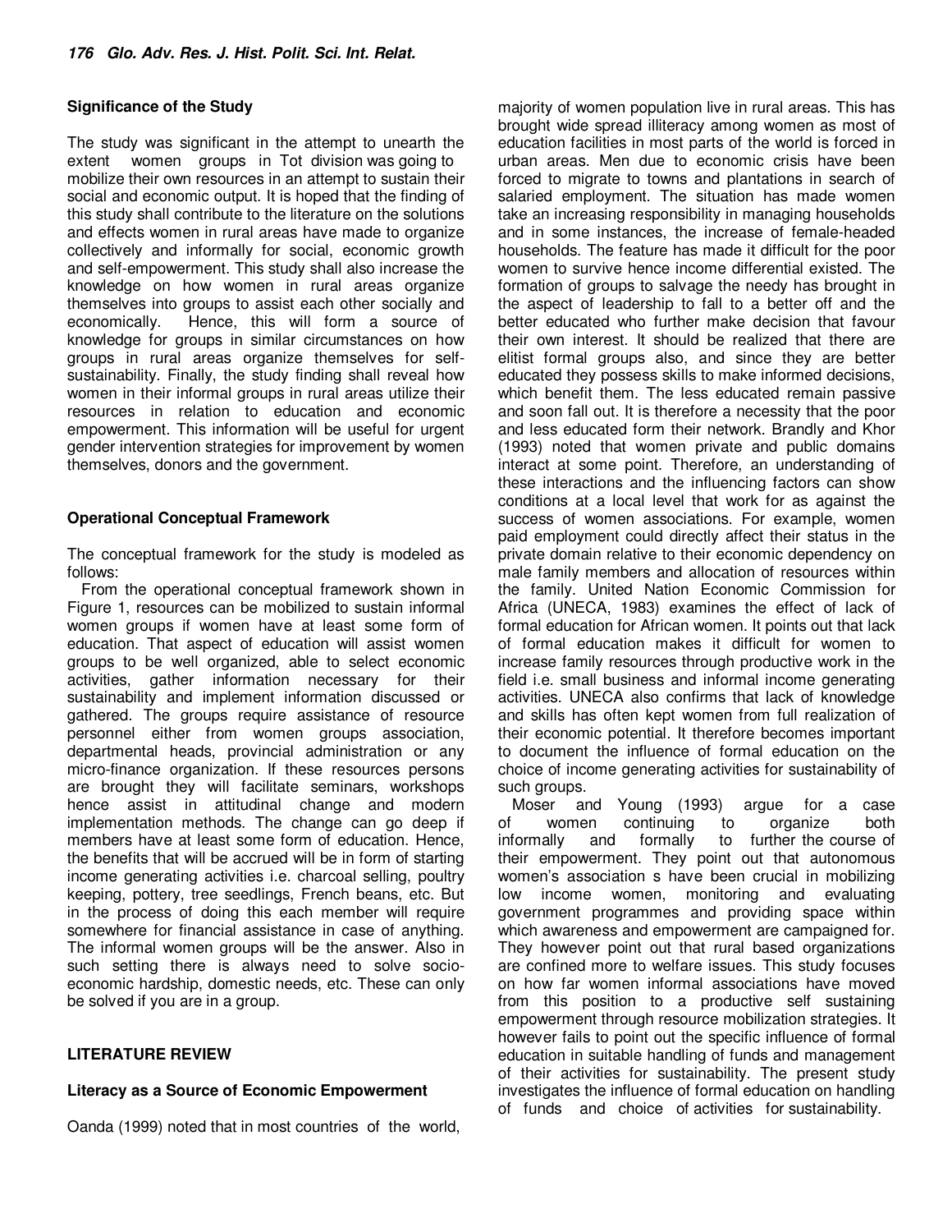**Significance of the Study**

The study was significant in the attempt to unearth the extent women groups in Tot division was going to mobilize their own resources in an attempt to sustain their social and economic output. It is hoped that the finding of this study shall contribute to the literature on the solutions and effects women in rural areas have made to organize collectively and informally for social, economic growth and self-empowerment. This study shall also increase the knowledge on how women in rural areas organize themselves into groups to assist each other socially and economically. Hence, this will form a source of knowledge for groups in similar circumstances on how groups in rural areas organize themselves for self-sustainability. Finally, the study finding shall reveal how women in their informal groups in rural areas utilize their resources in relation to education and economic empowerment. This information will be useful for urgent gender intervention strategies for improvement by women themselves, donors and the government.

**Operational Conceptual Framework**

The conceptual framework for the study is modeled as follows:

From the operational conceptual framework shown in Figure 1, resources can be mobilized to sustain informal women groups if women have at least some form of education. That aspect of education will assist women groups to be well organized, able to select economic activities, gather information necessary for their sustainability and implement information discussed or gathered. The groups require assistance of resource personnel either from women groups association, departmental heads, provincial administration or any micro-finance organization. If these resources persons are brought they will facilitate seminars, workshops hence assist in attitudinal change and modern implementation methods. The change can go deep if members have at least some form of education. Hence, the benefits that will be accrued will be in form of starting income generating activities i.e. charcoal selling, poultry keeping, pottery, tree seedlings, French beans, etc. But in the process of doing this each member will require somewhere for financial assistance in case of anything. The informal women groups will be the answer. Also in such setting there is always need to solve socio-economic hardship, domestic needs, etc. These can only be solved if you are in a group.

## LITERATURE REVIEW

**Literacy as a Source of Economic Empowerment**

Oanda (1999) noted that in most countries of the world, majority of women population live in rural areas. This has brought wide spread illiteracy among women as most of education facilities in most parts of the world is forced in urban areas. Men due to economic crisis have been forced to migrate to towns and plantations in search of salaried employment. The situation has made women take an increasing responsibility in managing households and in some instances, the increase of female-headed households. The feature has made it difficult for the poor women to survive hence income differential existed. The formation of groups to salvage the needy has brought in the aspect of leadership to fall to a better off and the better educated who further make decision that favour their own interest. It should be realized that there are elitist formal groups also, and since they are better educated they possess skills to make informed decisions, which benefit them. The less educated remain passive and soon fall out. It is therefore a necessity that the poor and less educated form their network. Brandly and Khor (1993) noted that women private and public domains interact at some point. Therefore, an understanding of these interactions and the influencing factors can show conditions at a local level that work for as against the success of women associations. For example, women paid employment could directly affect their status in the private domain relative to their economic dependency on male family members and allocation of resources within the family. United Nation Economic Commission for Africa (UNECA, 1983) examines the effect of lack of formal education for African women. It points out that lack of formal education makes it difficult for women to increase family resources through productive work in the field i.e. small business and informal income generating activities. UNECA also confirms that lack of knowledge and skills has often kept women from full realization of their economic potential. It therefore becomes important to document the influence of formal education on the choice of income generating activities for sustainability of such groups.

Moser and Young (1993) argue for a case of women continuing to organize both informally and formally to further the course of their empowerment. They point out that autonomous women's association s have been crucial in mobilizing low income women, monitoring and evaluating government programmes and providing space within which awareness and empowerment are campaigned for. They however point out that rural based organizations are confined more to welfare issues. This study focuses on how far women informal associations have moved from this position to a productive self sustaining empowerment through resource mobilization strategies. It however fails to point out the specific influence of formal education in suitable handling of funds and management of their activities for sustainability. The present study investigates the influence of formal education on handling of funds and choice of activities for sustainability.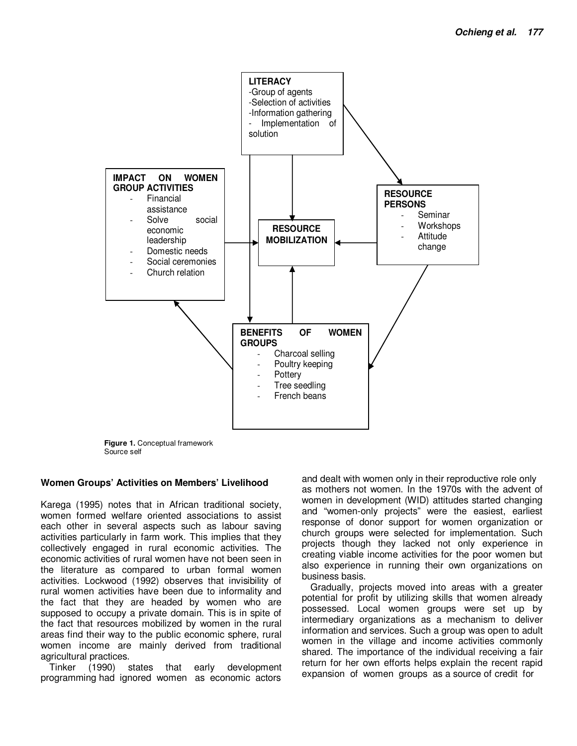**LITERACY**
- Group of agents
- Selection of activities
- Information gathering
- Implementation of solution

**IMPACT ON WOMEN GROUP ACTIVITIES**
- Financial assistance
- Solve social economic leadership
- Domestic needs
- Social ceremonies
- Church relation

**RESOURCE MOBILIZATION**

**RESOURCE PERSONS**
- Seminar
- Workshops
- Attitude change

**BENEFITS OF WOMEN GROUPS**
- Charcoal selling
- Poultry keeping
- Pottery
- Tree seedling
- French beans

**Figure 1.** Conceptual framework
Source self

### Women Groups' Activities on Members' Livelihood

Karega (1995) notes that in African traditional society, women formed welfare oriented associations to assist each other in several aspects such as labour saving activities particularly in farm work. This implies that they collectively engaged in rural economic activities. The economic activities of rural women have not been seen in the literature as compared to urban formal women activities. Lockwood (1992) observes that invisibility of rural women activities have been due to informality and the fact that they are headed by women who are supposed to occupy a private domain. This is in spite of the fact that resources mobilized by women in the rural areas find their way to the public economic sphere, rural women income are mainly derived from traditional agricultural practices.

Tinker (1990) states that early development programming had ignored women as economic actors and dealt with women only in their reproductive role only as mothers not women. In the 1970s with the advent of women in development (WID) attitudes started changing and "women-only projects" were the easiest, earliest response of donor support for women organization or church groups were selected for implementation. Such projects though they lacked not only experience in creating viable income activities for the poor women but also experience in running their own organizations on business basis.

Gradually, projects moved into areas with a greater potential for profit by utilizing skills that women already possessed. Local women groups were set up by intermediary organizations as a mechanism to deliver information and services. Such a group was open to adult women in the village and income activities commonly shared. The importance of the individual receiving a fair return for her own efforts helps explain the recent rapid expansion of women groups as a source of credit for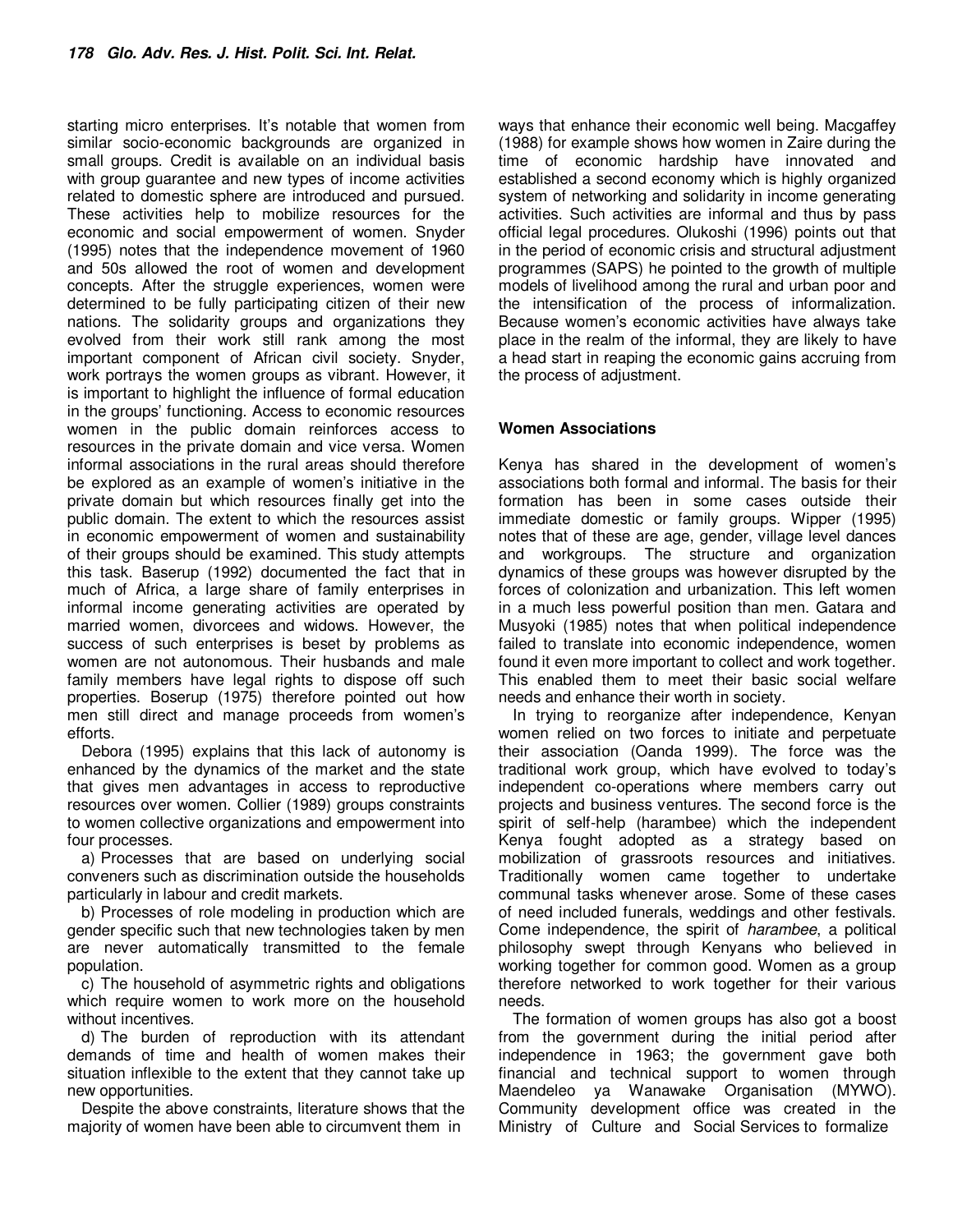starting micro enterprises. It's notable that women from similar socio-economic backgrounds are organized in small groups. Credit is available on an individual basis with group guarantee and new types of income activities related to domestic sphere are introduced and pursued. These activities help to mobilize resources for the economic and social empowerment of women. Snyder (1995) notes that the independence movement of 1960 and 50s allowed the root of women and development concepts. After the struggle experiences, women were determined to be fully participating citizen of their new nations. The solidarity groups and organizations they evolved from their work still rank among the most important component of African civil society. Snyder, work portrays the women groups as vibrant. However, it is important to highlight the influence of formal education in the groups' functioning. Access to economic resources women in the public domain reinforces access to resources in the private domain and vice versa. Women informal associations in the rural areas should therefore be explored as an example of women's initiative in the private domain but which resources finally get into the public domain. The extent to which the resources assist in economic empowerment of women and sustainability of their groups should be examined. This study attempts this task. Baserup (1992) documented the fact that in much of Africa, a large share of family enterprises in informal income generating activities are operated by married women, divorcees and widows. However, the success of such enterprises is beset by problems as women are not autonomous. Their husbands and male family members have legal rights to dispose off such properties. Boserup (1975) therefore pointed out how men still direct and manage proceeds from women's efforts.

Debora (1995) explains that this lack of autonomy is enhanced by the dynamics of the market and the state that gives men advantages in access to reproductive resources over women. Collier (1989) groups constraints to women collective organizations and empowerment into four processes.

a) Processes that are based on underlying social conveners such as discrimination outside the households particularly in labour and credit markets.

b) Processes of role modeling in production which are gender specific such that new technologies taken by men are never automatically transmitted to the female population.

c) The household of asymmetric rights and obligations which require women to work more on the household without incentives.

d) The burden of reproduction with its attendant demands of time and health of women makes their situation inflexible to the extent that they cannot take up new opportunities.

Despite the above constraints, literature shows that the majority of women have been able to circumvent them in ways that enhance their economic well being. Macgaffey (1988) for example shows how women in Zaire during the time of economic hardship have innovated and established a second economy which is highly organized system of networking and solidarity in income generating activities. Such activities are informal and thus by pass official legal procedures. Olukoshi (1996) points out that in the period of economic crisis and structural adjustment programmes (SAPS) he pointed to the growth of multiple models of livelihood among the rural and urban poor and the intensification of the process of informalization. Because women's economic activities have always take place in the realm of the informal, they are likely to have a head start in reaping the economic gains accruing from the process of adjustment.

## Women Associations

Kenya has shared in the development of women's associations both formal and informal. The basis for their formation has been in some cases outside their immediate domestic or family groups. Wipper (1995) notes that of these are age, gender, village level dances and workgroups. The structure and organization dynamics of these groups was however disrupted by the forces of colonization and urbanization. This left women in a much less powerful position than men. Gatara and Musyoki (1985) notes that when political independence failed to translate into economic independence, women found it even more important to collect and work together. This enabled them to meet their basic social welfare needs and enhance their worth in society.

In trying to reorganize after independence, Kenyan women relied on two forces to initiate and perpetuate their association (Oanda 1999). The force was the traditional work group, which have evolved to today's independent co-operations where members carry out projects and business ventures. The second force is the spirit of self-help (harambee) which the independent Kenya fought adopted as a strategy based on mobilization of grassroots resources and initiatives. Traditionally women came together to undertake communal tasks whenever arose. Some of these cases of need included funerals, weddings and other festivals. Come independence, the spirit of *harambee*, a political philosophy swept through Kenyans who believed in working together for common good. Women as a group therefore networked to work together for their various needs.

The formation of women groups has also got a boost from the government during the initial period after independence in 1963; the government gave both financial and technical support to women through Maendeleo ya Wanawake Organisation (MYWO). Community development office was created in the Ministry of Culture and Social Services to formalize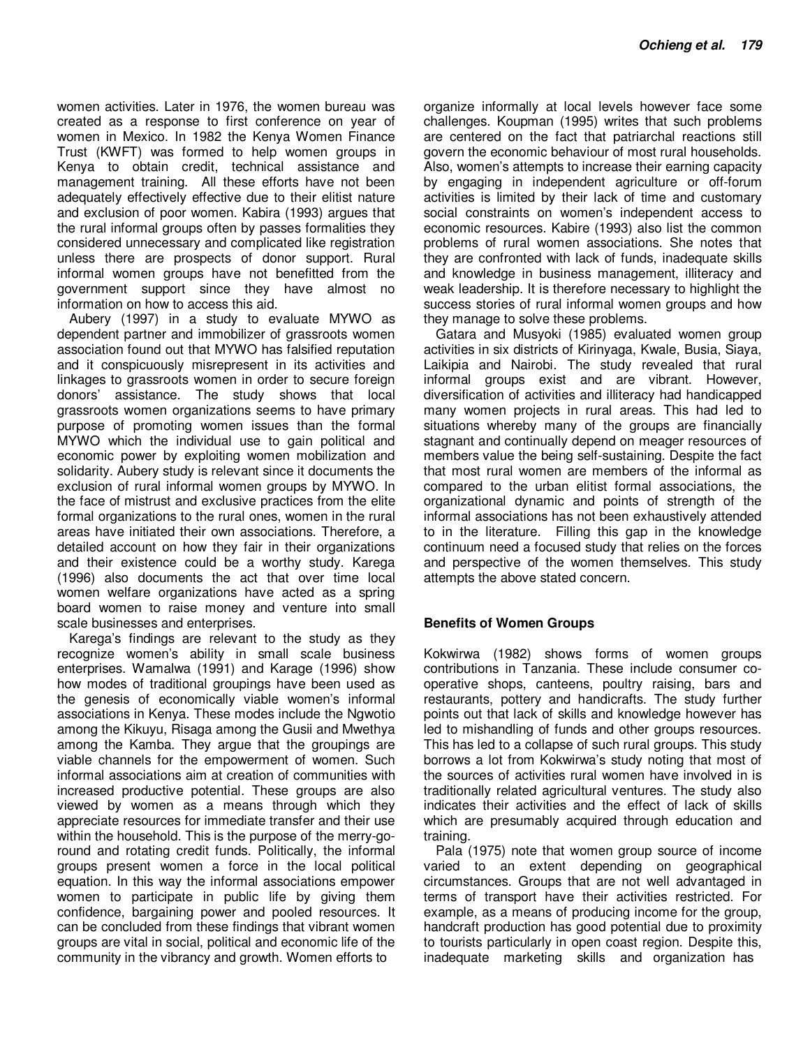women activities. Later in 1976, the women bureau was created as a response to first conference on year of women in Mexico. In 1982 the Kenya Women Finance Trust (KWFT) was formed to help women groups in Kenya to obtain credit, technical assistance and management training. All these efforts have not been adequately effectively effective due to their elitist nature and exclusion of poor women. Kabira (1993) argues that the rural informal groups often by passes formalities they considered unnecessary and complicated like registration unless there are prospects of donor support. Rural informal women groups have not benefitted from the government support since they have almost no information on how to access this aid.

Aubery (1997) in a study to evaluate MYWO as dependent partner and immobilizer of grassroots women association found out that MYWO has falsified reputation and it conspicuously misrepresent in its activities and linkages to grassroots women in order to secure foreign donors' assistance. The study shows that local grassroots women organizations seems to have primary purpose of promoting women issues than the formal MYWO which the individual use to gain political and economic power by exploiting women mobilization and solidarity. Aubery study is relevant since it documents the exclusion of rural informal women groups by MYWO. In the face of mistrust and exclusive practices from the elite formal organizations to the rural ones, women in the rural areas have initiated their own associations. Therefore, a detailed account on how they fair in their organizations and their existence could be a worthy study. Karega (1996) also documents the act that over time local women welfare organizations have acted as a spring board women to raise money and venture into small scale businesses and enterprises.

Karega's findings are relevant to the study as they recognize women's ability in small scale business enterprises. Wamalwa (1991) and Karage (1996) show how modes of traditional groupings have been used as the genesis of economically viable women's informal associations in Kenya. These modes include the Ngwotio among the Kikuyu, Risaga among the Gusii and Mwethya among the Kamba. They argue that the groupings are viable channels for the empowerment of women. Such informal associations aim at creation of communities with increased productive potential. These groups are also viewed by women as a means through which they appreciate resources for immediate transfer and their use within the household. This is the purpose of the merry-go-round and rotating credit funds. Politically, the informal groups present women a force in the local political equation. In this way the informal associations empower women to participate in public life by giving them confidence, bargaining power and pooled resources. It can be concluded from these findings that vibrant women groups are vital in social, political and economic life of the community in the vibrancy and growth. Women efforts to organize informally at local levels however face some challenges. Koupman (1995) writes that such problems are centered on the fact that patriarchal reactions still govern the economic behaviour of most rural households. Also, women's attempts to increase their earning capacity by engaging in independent agriculture or off-forum activities is limited by their lack of time and customary social constraints on women's independent access to economic resources. Kabire (1993) also list the common problems of rural women associations. She notes that they are confronted with lack of funds, inadequate skills and knowledge in business management, illiteracy and weak leadership. It is therefore necessary to highlight the success stories of rural informal women groups and how they manage to solve these problems.

Gatara and Musyoki (1985) evaluated women group activities in six districts of Kirinyaga, Kwale, Busia, Siaya, Laikipia and Nairobi. The study revealed that rural informal groups exist and are vibrant. However, diversification of activities and illiteracy had handicapped many women projects in rural areas. This had led to situations whereby many of the groups are financially stagnant and continually depend on meager resources of members value the being self-sustaining. Despite the fact that most rural women are members of the informal as compared to the urban elitist formal associations, the organizational dynamic and points of strength of the informal associations has not been exhaustively attended to in the literature. Filling this gap in the knowledge continuum need a focused study that relies on the forces and perspective of the women themselves. This study attempts the above stated concern.

## Benefits of Women Groups

Kokwirwa (1982) shows forms of women groups contributions in Tanzania. These include consumer co-operative shops, canteens, poultry raising, bars and restaurants, pottery and handicrafts. The study further points out that lack of skills and knowledge however has led to mishandling of funds and other groups resources. This has led to a collapse of such rural groups. This study borrows a lot from Kokwirwa's study noting that most of the sources of activities rural women have involved in is traditionally related agricultural ventures. The study also indicates their activities and the effect of lack of skills which are presumably acquired through education and training.

Pala (1975) note that women group source of income varied to an extent depending on geographical circumstances. Groups that are not well advantaged in terms of transport have their activities restricted. For example, as a means of producing income for the group, handcraft production has good potential due to proximity to tourists particularly in open coast region. Despite this, inadequate marketing skills and organization has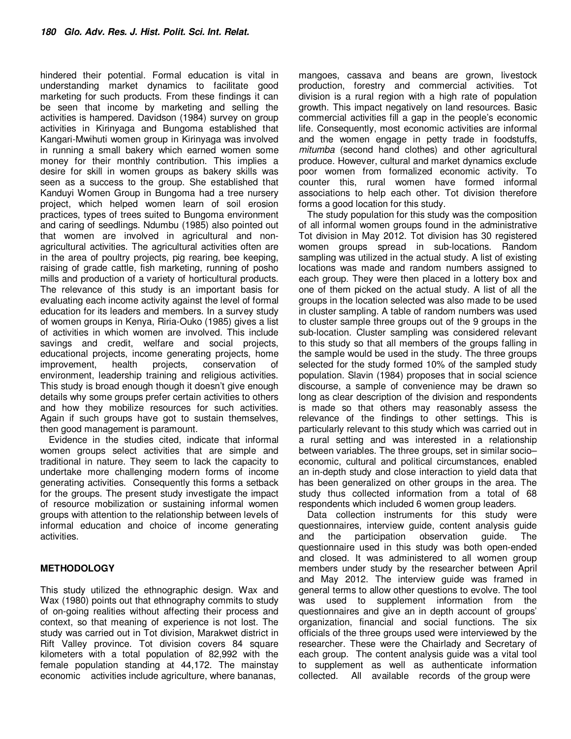hindered their potential. Formal education is vital in understanding market dynamics to facilitate good marketing for such products. From these findings it can be seen that income by marketing and selling the activities is hampered. Davidson (1984) survey on group activities in Kirinyaga and Bungoma established that Kangari-Mwihuti women group in Kirinyaga was involved in running a small bakery which earned women some money for their monthly contribution. This implies a desire for skill in women groups as bakery skills was seen as a success to the group. She established that Kanduyi Women Group in Bungoma had a tree nursery project, which helped women learn of soil erosion practices, types of trees suited to Bungoma environment and caring of seedlings. Ndumbu (1985) also pointed out that women are involved in agricultural and non-agricultural activities. The agricultural activities often are in the area of poultry projects, pig rearing, bee keeping, raising of grade cattle, fish marketing, running of posho mills and production of a variety of horticultural products. The relevance of this study is an important basis for evaluating each income activity against the level of formal education for its leaders and members. In a survey study of women groups in Kenya, Riria-Ouko (1985) gives a list of activities in which women are involved. This include savings and credit, welfare and social projects, educational projects, income generating projects, home improvement, health projects, conservation of environment, leadership training and religious activities. This study is broad enough though it doesn't give enough details why some groups prefer certain activities to others and how they mobilize resources for such activities. Again if such groups have got to sustain themselves, then good management is paramount.

Evidence in the studies cited, indicate that informal women groups select activities that are simple and traditional in nature. They seem to lack the capacity to undertake more challenging modern forms of income generating activities. Consequently this forms a setback for the groups. The present study investigate the impact of resource mobilization or sustaining informal women groups with attention to the relationship between levels of informal education and choice of income generating activities.

## METHODOLOGY

This study utilized the ethnographic design. Wax and Wax (1980) points out that ethnography commits to study of on-going realities without affecting their process and context, so that meaning of experience is not lost. The study was carried out in Tot division, Marakwet district in Rift Valley province. Tot division covers 84 square kilometers with a total population of 82,992 with the female population standing at 44,172. The mainstay economic activities include agriculture, where bananas, mangoes, cassava and beans are grown, livestock production, forestry and commercial activities. Tot division is a rural region with a high rate of population growth. This impact negatively on land resources. Basic commercial activities fill a gap in the people's economic life. Consequently, most economic activities are informal and the women engage in petty trade in foodstuffs, *mitumba* (second hand clothes) and other agricultural produce. However, cultural and market dynamics exclude poor women from formalized economic activity. To counter this, rural women have formed informal associations to help each other. Tot division therefore forms a good location for this study.

The study population for this study was the composition of all informal women groups found in the administrative Tot division in May 2012. Tot division has 30 registered women groups spread in sub-locations. Random sampling was utilized in the actual study. A list of existing locations was made and random numbers assigned to each group. They were then placed in a lottery box and one of them picked on the actual study. A list of all the groups in the location selected was also made to be used in cluster sampling. A table of random numbers was used to cluster sample three groups out of the 9 groups in the sub-location. Cluster sampling was considered relevant to this study so that all members of the groups falling in the sample would be used in the study. The three groups selected for the study formed 10% of the sampled study population. Slavin (1984) proposes that in social science discourse, a sample of convenience may be drawn so long as clear description of the division and respondents is made so that others may reasonably assess the relevance of the findings to other settings. This is particularly relevant to this study which was carried out in a rural setting and was interested in a relationship between variables. The three groups, set in similar socio–economic, cultural and political circumstances, enabled an in-depth study and close interaction to yield data that has been generalized on other groups in the area. The study thus collected information from a total of 68 respondents which included 6 women group leaders.

Data collection instruments for this study were questionnaires, interview guide, content analysis guide and the participation observation guide. The questionnaire used in this study was both open-ended and closed. It was administered to all women group members under study by the researcher between April and May 2012. The interview guide was framed in general terms to allow other questions to evolve. The tool was used to supplement information from the questionnaires and give an in depth account of groups' organization, financial and social functions. The six officials of the three groups used were interviewed by the researcher. These were the Chairlady and Secretary of each group. The content analysis guide was a vital tool to supplement as well as authenticate information collected. All available records of the group were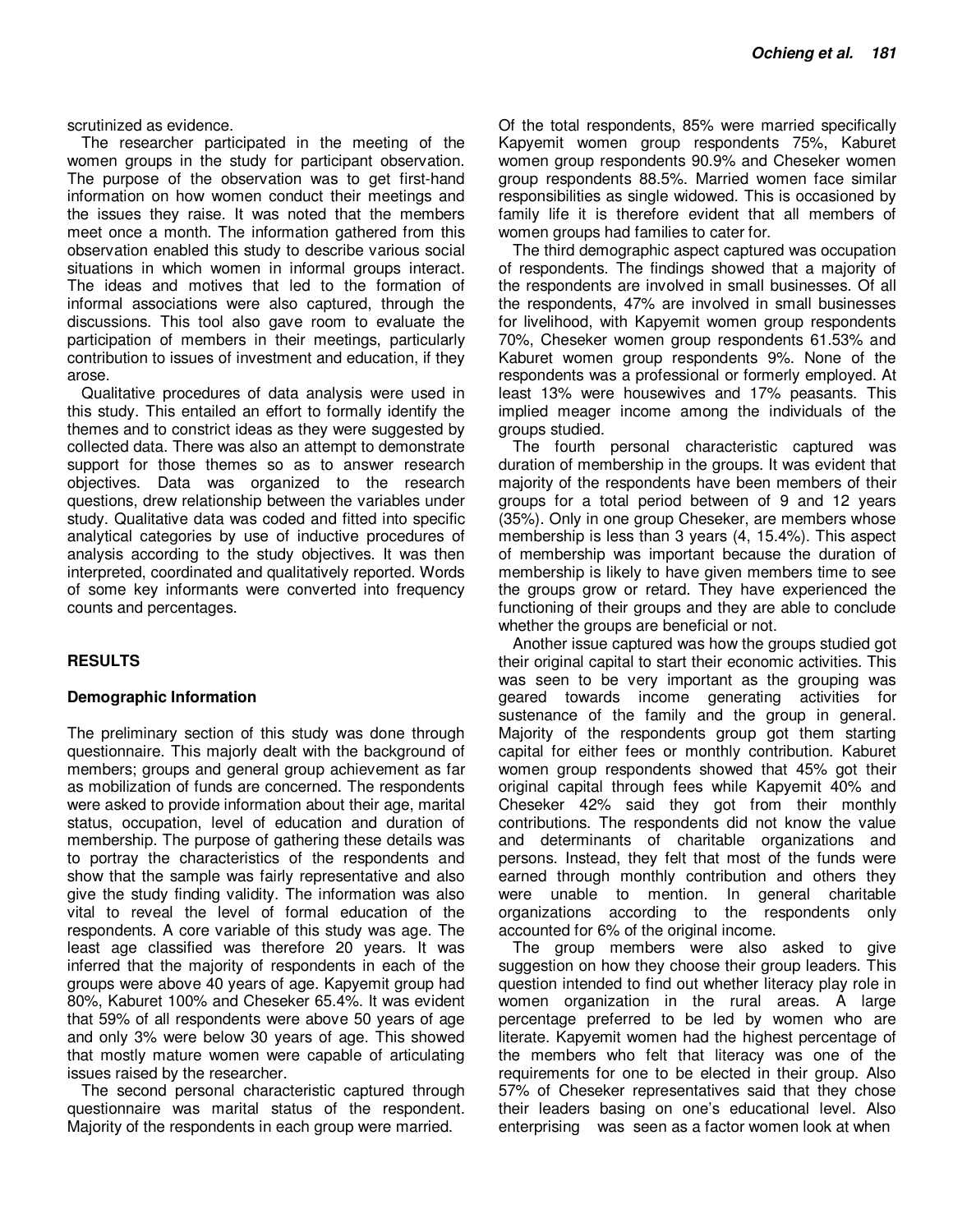scrutinized as evidence.

The researcher participated in the meeting of the women groups in the study for participant observation. The purpose of the observation was to get first-hand information on how women conduct their meetings and the issues they raise. It was noted that the members meet once a month. The information gathered from this observation enabled this study to describe various social situations in which women in informal groups interact. The ideas and motives that led to the formation of informal associations were also captured, through the discussions. This tool also gave room to evaluate the participation of members in their meetings, particularly contribution to issues of investment and education, if they arose.

Qualitative procedures of data analysis were used in this study. This entailed an effort to formally identify the themes and to constrict ideas as they were suggested by collected data. There was also an attempt to demonstrate support for those themes so as to answer research objectives. Data was organized to the research questions, drew relationship between the variables under study. Qualitative data was coded and fitted into specific analytical categories by use of inductive procedures of analysis according to the study objectives. It was then interpreted, coordinated and qualitatively reported. Words of some key informants were converted into frequency counts and percentages.

## RESULTS

### Demographic Information

The preliminary section of this study was done through questionnaire. This majorly dealt with the background of members; groups and general group achievement as far as mobilization of funds are concerned. The respondents were asked to provide information about their age, marital status, occupation, level of education and duration of membership. The purpose of gathering these details was to portray the characteristics of the respondents and show that the sample was fairly representative and also give the study finding validity. The information was also vital to reveal the level of formal education of the respondents. A core variable of this study was age. The least age classified was therefore 20 years. It was inferred that the majority of respondents in each of the groups were above 40 years of age. Kapyemit group had 80%, Kaburet 100% and Cheseker 65.4%. It was evident that 59% of all respondents were above 50 years of age and only 3% were below 30 years of age. This showed that mostly mature women were capable of articulating issues raised by the researcher.

The second personal characteristic captured through questionnaire was marital status of the respondent. Majority of the respondents in each group were married. Of the total respondents, 85% were married specifically Kapyemit women group respondents 75%, Kaburet women group respondents 90.9% and Cheseker women group respondents 88.5%. Married women face similar responsibilities as single widowed. This is occasioned by family life it is therefore evident that all members of women groups had families to cater for.

The third demographic aspect captured was occupation of respondents. The findings showed that a majority of the respondents are involved in small businesses. Of all the respondents, 47% are involved in small businesses for livelihood, with Kapyemit women group respondents 70%, Cheseker women group respondents 61.53% and Kaburet women group respondents 9%. None of the respondents was a professional or formerly employed. At least 13% were housewives and 17% peasants. This implied meager income among the individuals of the groups studied.

The fourth personal characteristic captured was duration of membership in the groups. It was evident that majority of the respondents have been members of their groups for a total period between of 9 and 12 years (35%). Only in one group Cheseker, are members whose membership is less than 3 years (4, 15.4%). This aspect of membership was important because the duration of membership is likely to have given members time to see the groups grow or retard. They have experienced the functioning of their groups and they are able to conclude whether the groups are beneficial or not.

Another issue captured was how the groups studied got their original capital to start their economic activities. This was seen to be very important as the grouping was geared towards income generating activities for sustenance of the family and the group in general. Majority of the respondents group got them starting capital for either fees or monthly contribution. Kaburet women group respondents showed that 45% got their original capital through fees while Kapyemit 40% and Cheseker 42% said they got from their monthly contributions. The respondents did not know the value and determinants of charitable organizations and persons. Instead, they felt that most of the funds were earned through monthly contribution and others they were unable to mention. In general charitable organizations according to the respondents only accounted for 6% of the original income.

The group members were also asked to give suggestion on how they choose their group leaders. This question intended to find out whether literacy play role in women organization in the rural areas. A large percentage preferred to be led by women who are literate. Kapyemit women had the highest percentage of the members who felt that literacy was one of the requirements for one to be elected in their group. Also 57% of Cheseker representatives said that they chose their leaders basing on one's educational level. Also enterprising was seen as a factor women look at when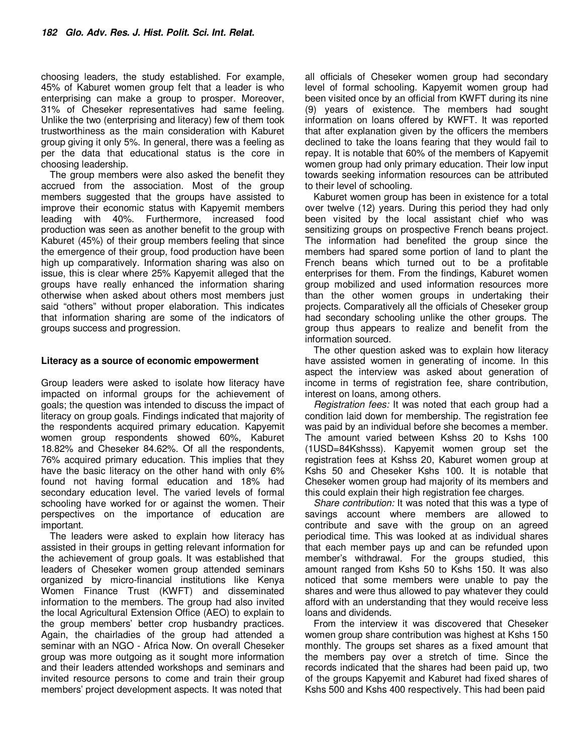choosing leaders, the study established. For example, 45% of Kaburet women group felt that a leader is who enterprising can make a group to prosper. Moreover, 31% of Cheseker representatives had same feeling. Unlike the two (enterprising and literacy) few of them took trustworthiness as the main consideration with Kaburet group giving it only 5%. In general, there was a feeling as per the data that educational status is the core in choosing leadership.

The group members were also asked the benefit they accrued from the association. Most of the group members suggested that the groups have assisted to improve their economic status with Kapyemit members leading with 40%. Furthermore, increased food production was seen as another benefit to the group with Kaburet (45%) of their group members feeling that since the emergence of their group, food production have been high up comparatively. Information sharing was also on issue, this is clear where 25% Kapyemit alleged that the groups have really enhanced the information sharing otherwise when asked about others most members just said "others" without proper elaboration. This indicates that information sharing are some of the indicators of groups success and progression.

#### Literacy as a source of economic empowerment

Group leaders were asked to isolate how literacy have impacted on informal groups for the achievement of goals; the question was intended to discuss the impact of literacy on group goals. Findings indicated that majority of the respondents acquired primary education. Kapyemit women group respondents showed 60%, Kaburet 18.82% and Cheseker 84.62%. Of all the respondents, 76% acquired primary education. This implies that they have the basic literacy on the other hand with only 6% found not having formal education and 18% had secondary education level. The varied levels of formal schooling have worked for or against the women. Their perspectives on the importance of education are important.

The leaders were asked to explain how literacy has assisted in their groups in getting relevant information for the achievement of group goals. It was established that leaders of Cheseker women group attended seminars organized by micro-financial institutions like Kenya Women Finance Trust (KWFT) and disseminated information to the members. The group had also invited the local Agricultural Extension Office (AEO) to explain to the group members' better crop husbandry practices. Again, the chairladies of the group had attended a seminar with an NGO - Africa Now. On overall Cheseker group was more outgoing as it sought more information and their leaders attended workshops and seminars and invited resource persons to come and train their group members' project development aspects. It was noted that all officials of Cheseker women group had secondary level of formal schooling. Kapyemit women group had been visited once by an official from KWFT during its nine (9) years of existence. The members had sought information on loans offered by KWFT. It was reported that after explanation given by the officers the members declined to take the loans fearing that they would fail to repay. It is notable that 60% of the members of Kapyemit women group had only primary education. Their low input towards seeking information resources can be attributed to their level of schooling.

Kaburet women group has been in existence for a total over twelve (12) years. During this period they had only been visited by the local assistant chief who was sensitizing groups on prospective French beans project. The information had benefited the group since the members had spared some portion of land to plant the French beans which turned out to be a profitable enterprises for them. From the findings, Kaburet women group mobilized and used information resources more than the other women groups in undertaking their projects. Comparatively all the officials of Cheseker group had secondary schooling unlike the other groups. The group thus appears to realize and benefit from the information sourced.

The other question asked was to explain how literacy have assisted women in generating of income. In this aspect the interview was asked about generation of income in terms of registration fee, share contribution, interest on loans, among others.

*Registration fees:* It was noted that each group had a condition laid down for membership. The registration fee was paid by an individual before she becomes a member. The amount varied between Kshss 20 to Kshs 100 (1USD=84Kshsss). Kapyemit women group set the registration fees at Kshss 20, Kaburet women group at Kshs 50 and Cheseker Kshs 100. It is notable that Cheseker women group had majority of its members and this could explain their high registration fee charges.

*Share contribution:* It was noted that this was a type of savings account where members are allowed to contribute and save with the group on an agreed periodical time. This was looked at as individual shares that each member pays up and can be refunded upon member's withdrawal. For the groups studied, this amount ranged from Kshs 50 to Kshs 150. It was also noticed that some members were unable to pay the shares and were thus allowed to pay whatever they could afford with an understanding that they would receive less loans and dividends.

From the interview it was discovered that Cheseker women group share contribution was highest at Kshs 150 monthly. The groups set shares as a fixed amount that the members pay over a stretch of time. Since the records indicated that the shares had been paid up, two of the groups Kapyemit and Kaburet had fixed shares of Kshs 500 and Kshs 400 respectively. This had been paid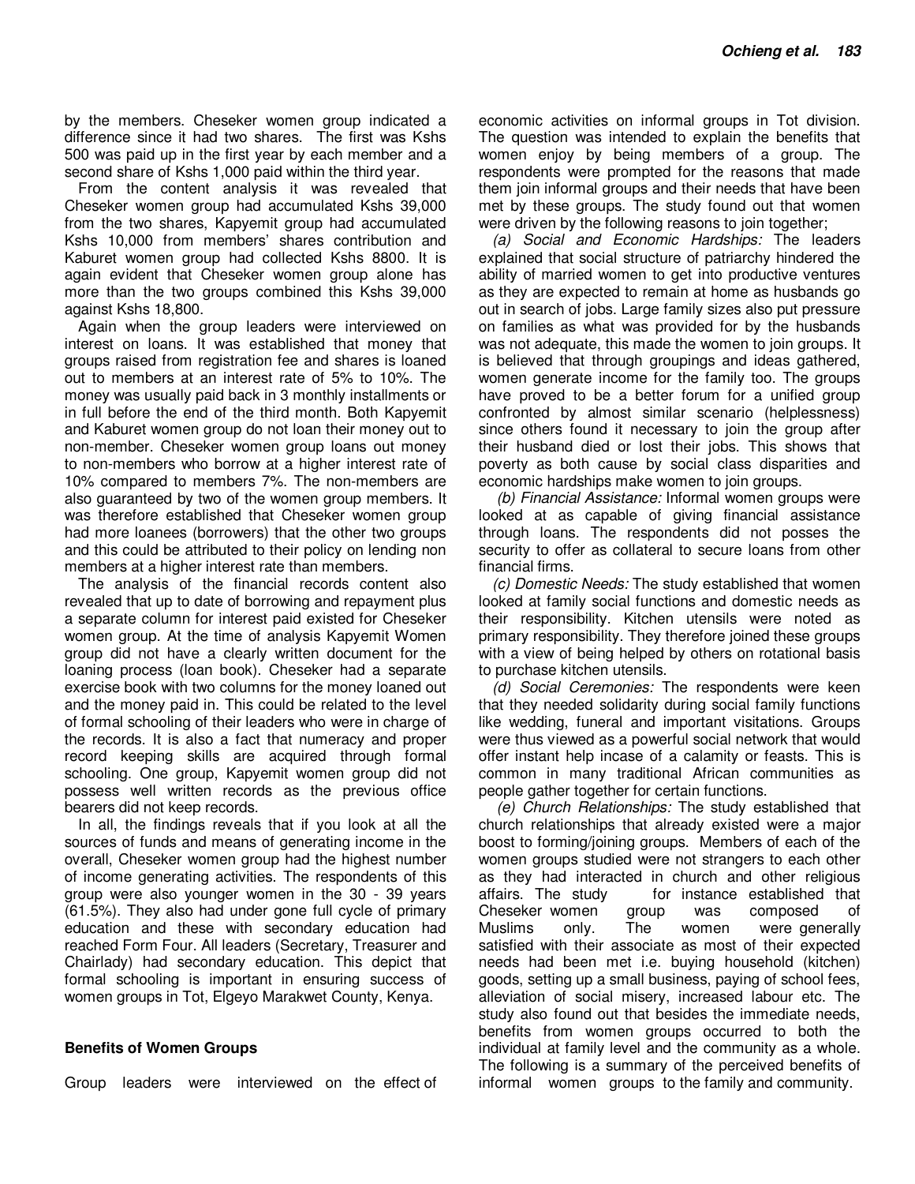by the members. Cheseker women group indicated a difference since it had two shares. The first was Kshs 500 was paid up in the first year by each member and a second share of Kshs 1,000 paid within the third year.

From the content analysis it was revealed that Cheseker women group had accumulated Kshs 39,000 from the two shares, Kapyemit group had accumulated Kshs 10,000 from members' shares contribution and Kaburet women group had collected Kshs 8800. It is again evident that Cheseker women group alone has more than the two groups combined this Kshs 39,000 against Kshs 18,800.

Again when the group leaders were interviewed on interest on loans. It was established that money that groups raised from registration fee and shares is loaned out to members at an interest rate of 5% to 10%. The money was usually paid back in 3 monthly installments or in full before the end of the third month. Both Kapyemit and Kaburet women group do not loan their money out to non-member. Cheseker women group loans out money to non-members who borrow at a higher interest rate of 10% compared to members 7%. The non-members are also guaranteed by two of the women group members. It was therefore established that Cheseker women group had more loanees (borrowers) that the other two groups and this could be attributed to their policy on lending non members at a higher interest rate than members.

The analysis of the financial records content also revealed that up to date of borrowing and repayment plus a separate column for interest paid existed for Cheseker women group. At the time of analysis Kapyemit Women group did not have a clearly written document for the loaning process (loan book). Cheseker had a separate exercise book with two columns for the money loaned out and the money paid in. This could be related to the level of formal schooling of their leaders who were in charge of the records. It is also a fact that numeracy and proper record keeping skills are acquired through formal schooling. One group, Kapyemit women group did not possess well written records as the previous office bearers did not keep records.

In all, the findings reveals that if you look at all the sources of funds and means of generating income in the overall, Cheseker women group had the highest number of income generating activities. The respondents of this group were also younger women in the 30 - 39 years (61.5%). They also had under gone full cycle of primary education and these with secondary education had reached Form Four. All leaders (Secretary, Treasurer and Chairlady) had secondary education. This depict that formal schooling is important in ensuring success of women groups in Tot, Elgeyo Marakwet County, Kenya.

**Benefits of Women Groups**

Group leaders were interviewed on the effect of economic activities on informal groups in Tot division. The question was intended to explain the benefits that women enjoy by being members of a group. The respondents were prompted for the reasons that made them join informal groups and their needs that have been met by these groups. The study found out that women were driven by the following reasons to join together;

*(a) Social and Economic Hardships:* The leaders explained that social structure of patriarchy hindered the ability of married women to get into productive ventures as they are expected to remain at home as husbands go out in search of jobs. Large family sizes also put pressure on families as what was provided for by the husbands was not adequate, this made the women to join groups. It is believed that through groupings and ideas gathered, women generate income for the family too. The groups have proved to be a better forum for a unified group confronted by almost similar scenario (helplessness) since others found it necessary to join the group after their husband died or lost their jobs. This shows that poverty as both cause by social class disparities and economic hardships make women to join groups.

*(b) Financial Assistance:* Informal women groups were looked at as capable of giving financial assistance through loans. The respondents did not posses the security to offer as collateral to secure loans from other financial firms.

*(c) Domestic Needs:* The study established that women looked at family social functions and domestic needs as their responsibility. Kitchen utensils were noted as primary responsibility. They therefore joined these groups with a view of being helped by others on rotational basis to purchase kitchen utensils.

*(d) Social Ceremonies:* The respondents were keen that they needed solidarity during social family functions like wedding, funeral and important visitations. Groups were thus viewed as a powerful social network that would offer instant help incase of a calamity or feasts. This is common in many traditional African communities as people gather together for certain functions.

*(e) Church Relationships:* The study established that church relationships that already existed were a major boost to forming/joining groups. Members of each of the women groups studied were not strangers to each other as they had interacted in church and other religious affairs. The study for instance established that Cheseker women group was composed of Muslims only. The women were generally satisfied with their associate as most of their expected needs had been met i.e. buying household (kitchen) goods, setting up a small business, paying of school fees, alleviation of social misery, increased labour etc. The study also found out that besides the immediate needs, benefits from women groups occurred to both the individual at family level and the community as a whole. The following is a summary of the perceived benefits of informal women groups to the family and community.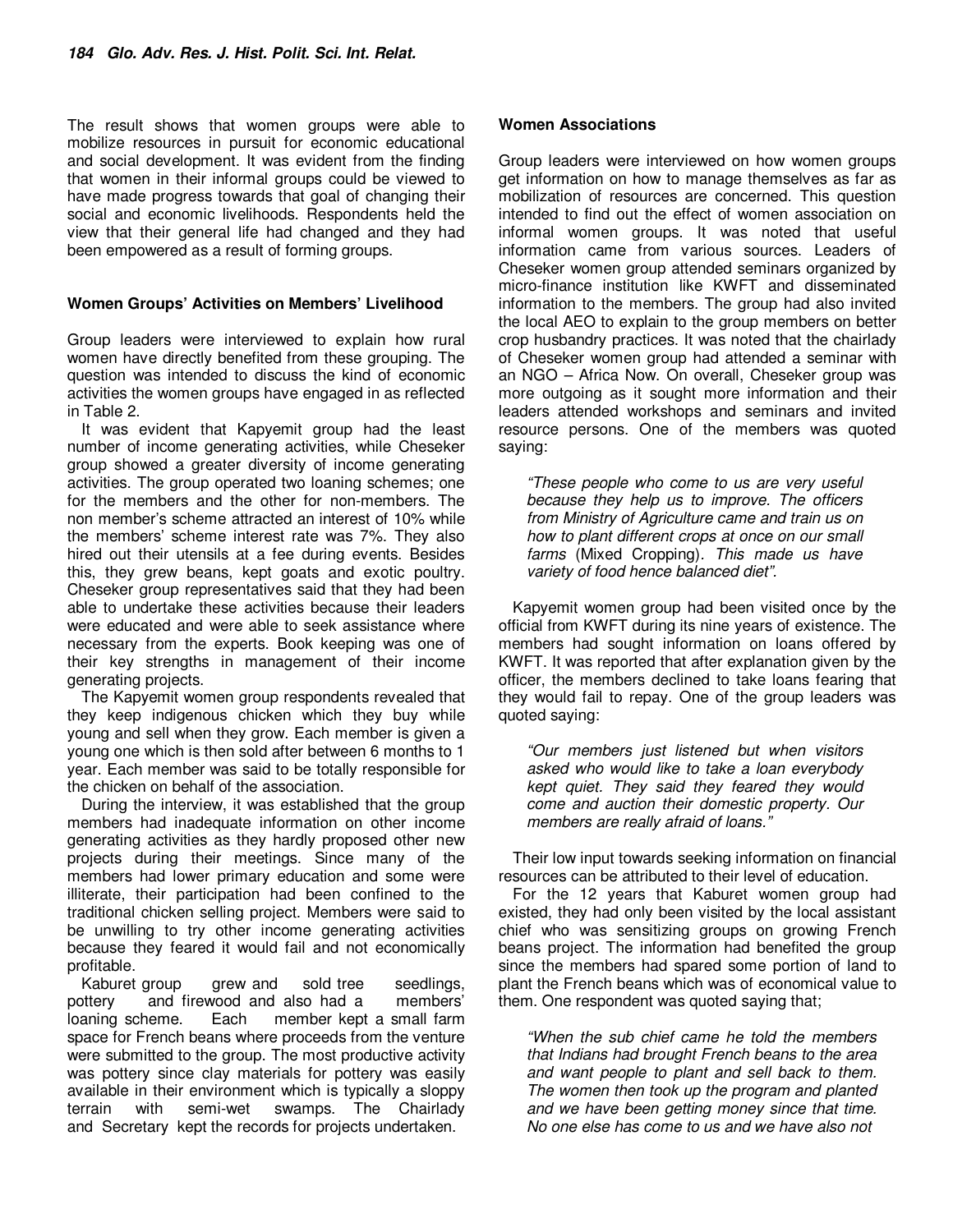The result shows that women groups were able to mobilize resources in pursuit for economic educational and social development. It was evident from the finding that women in their informal groups could be viewed to have made progress towards that goal of changing their social and economic livelihoods. Respondents held the view that their general life had changed and they had been empowered as a result of forming groups.

### Women Groups' Activities on Members' Livelihood

Group leaders were interviewed to explain how rural women have directly benefited from these grouping. The question was intended to discuss the kind of economic activities the women groups have engaged in as reflected in Table 2.

It was evident that Kapyemit group had the least number of income generating activities, while Cheseker group showed a greater diversity of income generating activities. The group operated two loaning schemes; one for the members and the other for non-members. The non member's scheme attracted an interest of 10% while the members' scheme interest rate was 7%. They also hired out their utensils at a fee during events. Besides this, they grew beans, kept goats and exotic poultry. Cheseker group representatives said that they had been able to undertake these activities because their leaders were educated and were able to seek assistance where necessary from the experts. Book keeping was one of their key strengths in management of their income generating projects.

The Kapyemit women group respondents revealed that they keep indigenous chicken which they buy while young and sell when they grow. Each member is given a young one which is then sold after between 6 months to 1 year. Each member was said to be totally responsible for the chicken on behalf of the association.

During the interview, it was established that the group members had inadequate information on other income generating activities as they hardly proposed other new projects during their meetings. Since many of the members had lower primary education and some were illiterate, their participation had been confined to the traditional chicken selling project. Members were said to be unwilling to try other income generating activities because they feared it would fail and not economically profitable.

Kaburet group grew and sold tree seedlings, pottery and firewood and also had a members' loaning scheme. Each member kept a small farm space for French beans where proceeds from the venture were submitted to the group. The most productive activity was pottery since clay materials for pottery was easily available in their environment which is typically a sloppy terrain with semi-wet swamps. The Chairlady and Secretary kept the records for projects undertaken.

### Women Associations

Group leaders were interviewed on how women groups get information on how to manage themselves as far as mobilization of resources are concerned. This question intended to find out the effect of women association on informal women groups. It was noted that useful information came from various sources. Leaders of Cheseker women group attended seminars organized by micro-finance institution like KWFT and disseminated information to the members. The group had also invited the local AEO to explain to the group members on better crop husbandry practices. It was noted that the chairlady of Cheseker women group had attended a seminar with an NGO – Africa Now. On overall, Cheseker group was more outgoing as it sought more information and their leaders attended workshops and seminars and invited resource persons. One of the members was quoted saying:

> *"These people who come to us are very useful because they help us to improve. The officers from Ministry of Agriculture came and train us on how to plant different crops at once on our small farms* (Mixed Cropping)*. This made us have variety of food hence balanced diet".*

Kapyemit women group had been visited once by the official from KWFT during its nine years of existence. The members had sought information on loans offered by KWFT. It was reported that after explanation given by the officer, the members declined to take loans fearing that they would fail to repay. One of the group leaders was quoted saying:

> *"Our members just listened but when visitors asked who would like to take a loan everybody kept quiet. They said they feared they would come and auction their domestic property. Our members are really afraid of loans."*

Their low input towards seeking information on financial resources can be attributed to their level of education.

For the 12 years that Kaburet women group had existed, they had only been visited by the local assistant chief who was sensitizing groups on growing French beans project. The information had benefited the group since the members had spared some portion of land to plant the French beans which was of economical value to them. One respondent was quoted saying that;

> *"When the sub chief came he told the members that Indians had brought French beans to the area and want people to plant and sell back to them. The women then took up the program and planted and we have been getting money since that time. No one else has come to us and we have also not*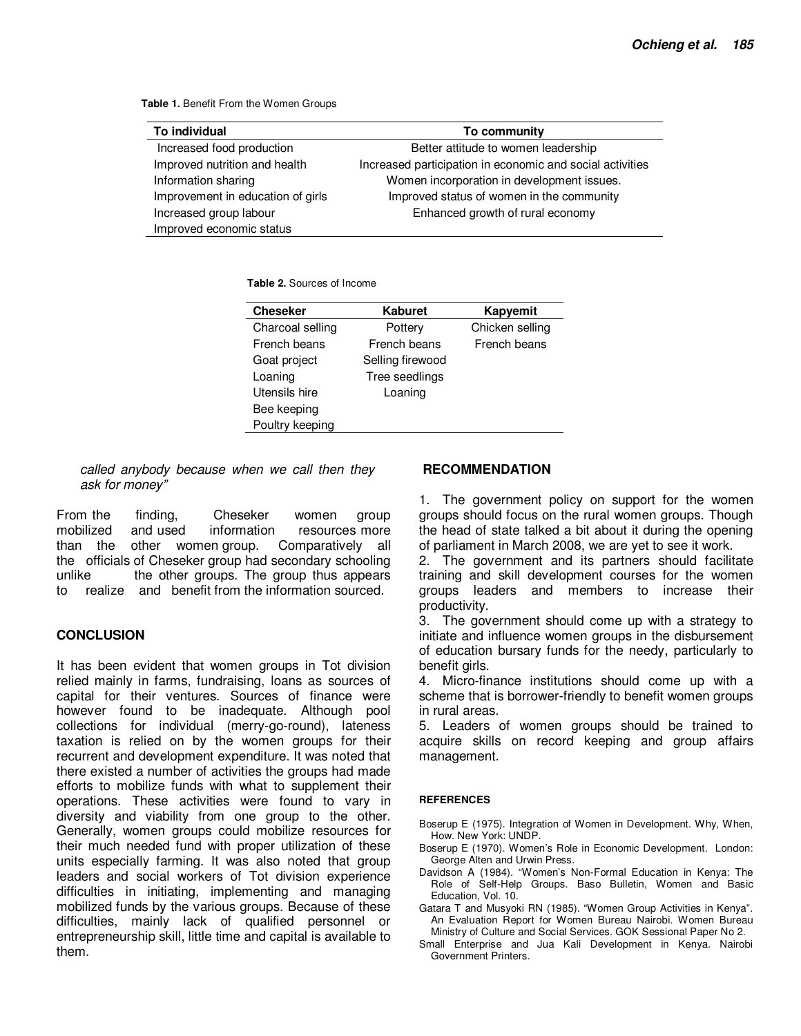Table 1. Benefit From the Women Groups

| To individual | To community |
|---|---|
| Increased food production | Better attitude to women leadership |
| Improved nutrition and health | Increased participation in economic and social activities |
| Information sharing | Women incorporation in development issues. |
| Improvement in education of girls | Improved status of women in the community |
| Increased group labour | Enhanced growth of rural economy |
| Improved economic status | |

Table 2. Sources of Income

| Cheseker | Kaburet | Kapyemit |
|---|---|---|
| Charcoal selling | Pottery | Chicken selling |
| French beans | French beans | French beans |
| Goat project | Selling firewood | |
| Loaning | Tree seedlings | |
| Utensils hire | Loaning | |
| Bee keeping | | |
| Poultry keeping | | |

*called anybody because when we call then they ask for money"*

From the finding, Cheseker women group mobilized and used information resources more than the other women group. Comparatively all the officials of Cheseker group had secondary schooling unlike the other groups. The group thus appears to realize and benefit from the information sourced.

## CONCLUSION

It has been evident that women groups in Tot division relied mainly in farms, fundraising, loans as sources of capital for their ventures. Sources of finance were however found to be inadequate. Although pool collections for individual (merry-go-round), lateness taxation is relied on by the women groups for their recurrent and development expenditure. It was noted that there existed a number of activities the groups had made efforts to mobilize funds with what to supplement their operations. These activities were found to vary in diversity and viability from one group to the other. Generally, women groups could mobilize resources for their much needed fund with proper utilization of these units especially farming. It was also noted that group leaders and social workers of Tot division experience difficulties in initiating, implementing and managing mobilized funds by the various groups. Because of these difficulties, mainly lack of qualified personnel or entrepreneurship skill, little time and capital is available to them.

## RECOMMENDATION

1. The government policy on support for the women groups should focus on the rural women groups. Though the head of state talked a bit about it during the opening of parliament in March 2008, we are yet to see it work.
2. The government and its partners should facilitate training and skill development courses for the women groups leaders and members to increase their productivity.
3. The government should come up with a strategy to initiate and influence women groups in the disbursement of education bursary funds for the needy, particularly to benefit girls.
4. Micro-finance institutions should come up with a scheme that is borrower-friendly to benefit women groups in rural areas.
5. Leaders of women groups should be trained to acquire skills on record keeping and group affairs management.

## REFERENCES

Boserup E (1975). Integration of Women in Development. Why, When, How. New York: UNDP.

Boserup E (1970). Women's Role in Economic Development. London: George Alten and Urwin Press.

Davidson A (1984). "Women's Non-Formal Education in Kenya: The Role of Self-Help Groups. Baso Bulletin, Women and Basic Education, Vol. 10.

Gatara T and Musyoki RN (1985). "Women Group Activities in Kenya". An Evaluation Report for Women Bureau Nairobi. Women Bureau Ministry of Culture and Social Services. GOK Sessional Paper No 2.

Small Enterprise and Jua Kali Development in Kenya. Nairobi Government Printers.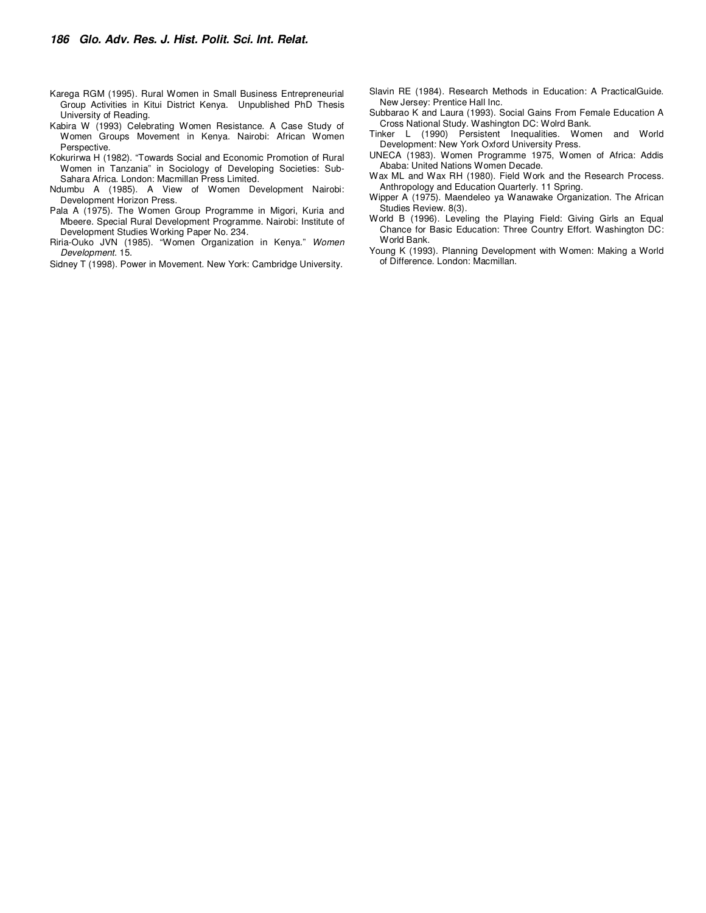Karega RGM (1995). Rural Women in Small Business Entrepreneurial Group Activities in Kitui District Kenya. Unpublished PhD Thesis University of Reading.

Kabira W (1993) Celebrating Women Resistance. A Case Study of Women Groups Movement in Kenya. Nairobi: African Women Perspective.

Kokurirwa H (1982). "Towards Social and Economic Promotion of Rural Women in Tanzania" in Sociology of Developing Societies: Sub-Sahara Africa. London: Macmillan Press Limited.

Ndumbu A (1985). A View of Women Development Nairobi: Development Horizon Press.

Pala A (1975). The Women Group Programme in Migori, Kuria and Mbeere. Special Rural Development Programme. Nairobi: Institute of Development Studies Working Paper No. 234.

Riria-Ouko JVN (1985). "Women Organization in Kenya." *Women Development*. 15.

Sidney T (1998). Power in Movement. New York: Cambridge University.

Slavin RE (1984). Research Methods in Education: A PracticalGuide. New Jersey: Prentice Hall Inc.

Subbarao K and Laura (1993). Social Gains From Female Education A Cross National Study. Washington DC: Wolrd Bank.

Tinker L (1990) Persistent Inequalities. Women and World Development: New York Oxford University Press.

UNECA (1983). Women Programme 1975, Women of Africa: Addis Ababa: United Nations Women Decade.

Wax ML and Wax RH (1980). Field Work and the Research Process. Anthropology and Education Quarterly. 11 Spring.

Wipper A (1975). Maendeleo ya Wanawake Organization. The African Studies Review. 8(3).

World B (1996). Leveling the Playing Field: Giving Girls an Equal Chance for Basic Education: Three Country Effort. Washington DC: World Bank.

Young K (1993). Planning Development with Women: Making a World of Difference. London: Macmillan.